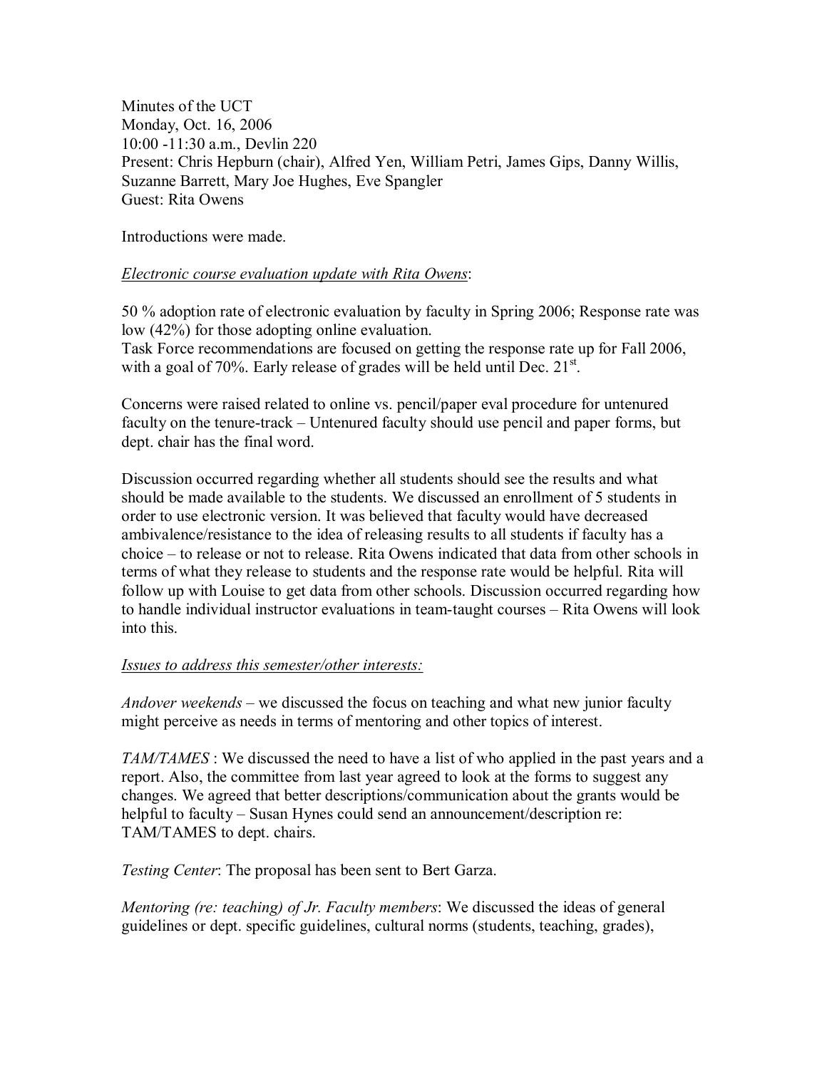Minutes of the UCT
Monday, Oct. 16, 2006
10:00 -11:30 a.m., Devlin 220
Present: Chris Hepburn (chair), Alfred Yen, William Petri, James Gips, Danny Willis, Suzanne Barrett, Mary Joe Hughes, Eve Spangler
Guest: Rita Owens

Introductions were made.

*Electronic course evaluation update with Rita Owens*:

50 % adoption rate of electronic evaluation by faculty in Spring 2006; Response rate was low (42%) for those adopting online evaluation.
Task Force recommendations are focused on getting the response rate up for Fall 2006, with a goal of 70%. Early release of grades will be held until Dec. 21st.

Concerns were raised related to online vs. pencil/paper eval procedure for untenured faculty on the tenure-track – Untenured faculty should use pencil and paper forms, but dept. chair has the final word.

Discussion occurred regarding whether all students should see the results and what should be made available to the students. We discussed an enrollment of 5 students in order to use electronic version. It was believed that faculty would have decreased ambivalence/resistance to the idea of releasing results to all students if faculty has a choice – to release or not to release. Rita Owens indicated that data from other schools in terms of what they release to students and the response rate would be helpful. Rita will follow up with Louise to get data from other schools. Discussion occurred regarding how to handle individual instructor evaluations in team-taught courses – Rita Owens will look into this.

*Issues to address this semester/other interests:*

*Andover weekends* – we discussed the focus on teaching and what new junior faculty might perceive as needs in terms of mentoring and other topics of interest.

*TAM/TAMES* : We discussed the need to have a list of who applied in the past years and a report. Also, the committee from last year agreed to look at the forms to suggest any changes. We agreed that better descriptions/communication about the grants would be helpful to faculty – Susan Hynes could send an announcement/description re: TAM/TAMES to dept. chairs.

*Testing Center*: The proposal has been sent to Bert Garza.

*Mentoring (re: teaching) of Jr. Faculty members*: We discussed the ideas of general guidelines or dept. specific guidelines, cultural norms (students, teaching, grades),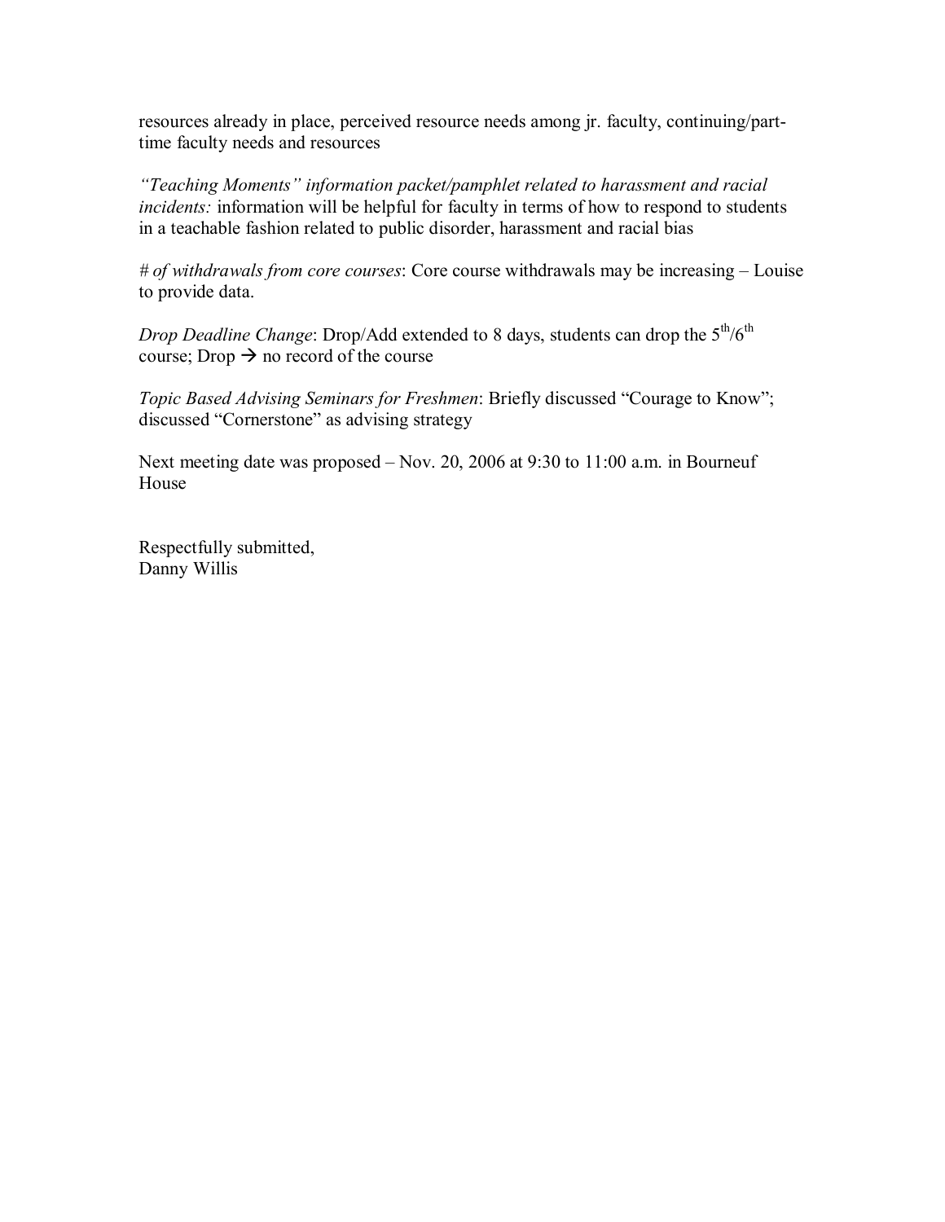resources already in place, perceived resource needs among jr. faculty, continuing/part-time faculty needs and resources

*"Teaching Moments" information packet/pamphlet related to harassment and racial incidents:* information will be helpful for faculty in terms of how to respond to students in a teachable fashion related to public disorder, harassment and racial bias

*# of withdrawals from core courses*: Core course withdrawals may be increasing – Louise to provide data.

*Drop Deadline Change*: Drop/Add extended to 8 days, students can drop the 5th/6th course; Drop → no record of the course

*Topic Based Advising Seminars for Freshmen*: Briefly discussed "Courage to Know"; discussed "Cornerstone" as advising strategy

Next meeting date was proposed – Nov. 20, 2006 at 9:30 to 11:00 a.m. in Bourneuf House

Respectfully submitted,
Danny Willis